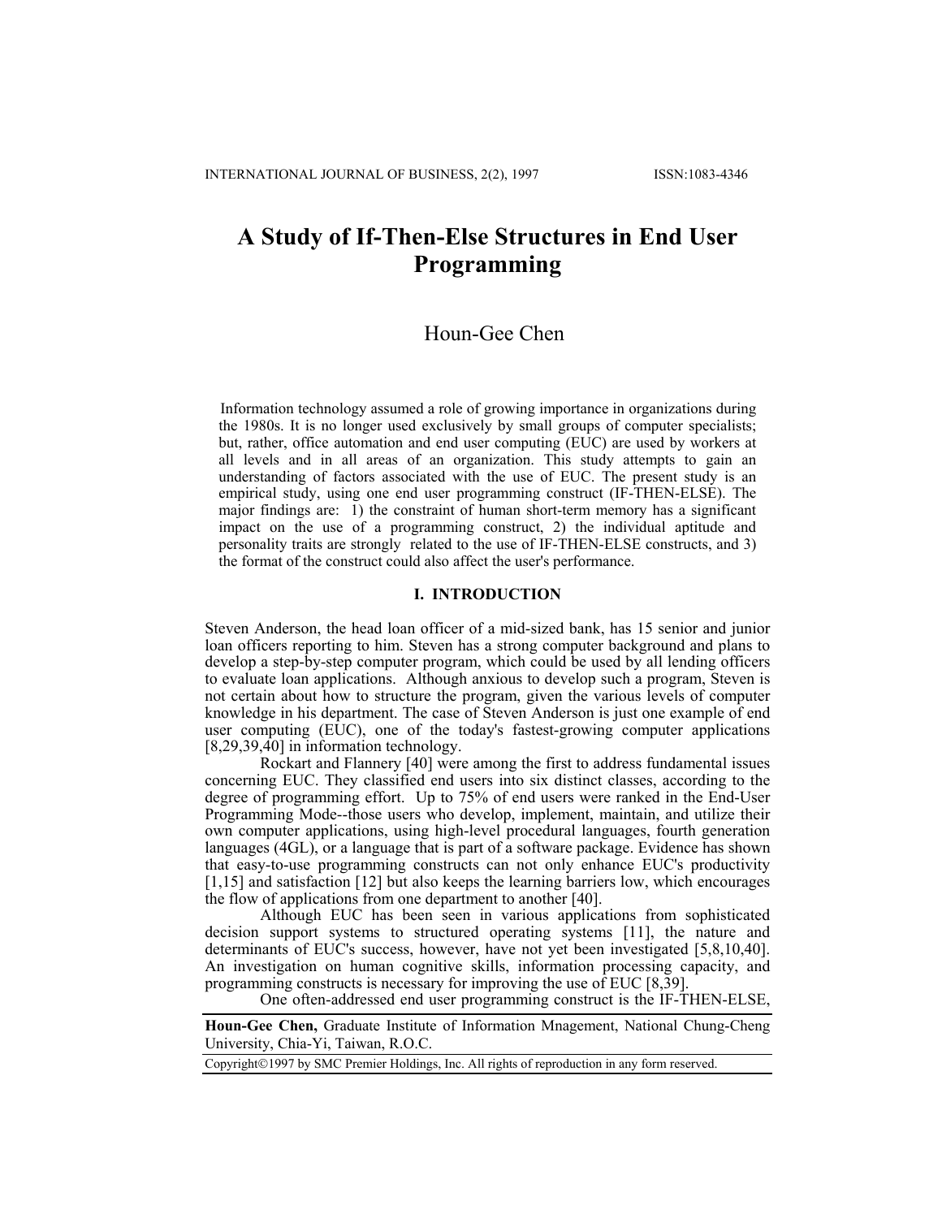# A Study of If-Then-Else Structures in End User Programming

Houn-Gee Chen

Information technology assumed a role of growing importance in organizations during the 1980s. It is no longer used exclusively by small groups of computer specialists; but, rather, office automation and end user computing (EUC) are used by workers at all levels and in all areas of an organization. This study attempts to gain an understanding of factors associated with the use of EUC. The present study is an empirical study, using one end user programming construct (IF-THEN-ELSE). The major findings are: 1) the constraint of human short-term memory has a significant impact on the use of a programming construct, 2) the individual aptitude and personality traits are strongly related to the use of IF-THEN-ELSE constructs, and 3) the format of the construct could also affect the user's performance.

## I. INTRODUCTION

Steven Anderson, the head loan officer of a mid-sized bank, has 15 senior and junior loan officers reporting to him. Steven has a strong computer background and plans to develop a step-by-step computer program, which could be used by all lending officers to evaluate loan applications. Although anxious to develop such a program, Steven is not certain about how to structure the program, given the various levels of computer knowledge in his department. The case of Steven Anderson is just one example of end user computing (EUC), one of the today's fastest-growing computer applications [8,29,39,40] in information technology.

Rockart and Flannery [40] were among the first to address fundamental issues concerning EUC. They classified end users into six distinct classes, according to the degree of programming effort. Up to 75% of end users were ranked in the End-User Programming Mode--those users who develop, implement, maintain, and utilize their own computer applications, using high-level procedural languages, fourth generation languages (4GL), or a language that is part of a software package. Evidence has shown that easy-to-use programming constructs can not only enhance EUC's productivity [1,15] and satisfaction [12] but also keeps the learning barriers low, which encourages the flow of applications from one department to another [40].

Although EUC has been seen in various applications from sophisticated decision support systems to structured operating systems [11], the nature and determinants of EUC's success, however, have not yet been investigated [5,8,10,40]. An investigation on human cognitive skills, information processing capacity, and programming constructs is necessary for improving the use of EUC [8,39].

One often-addressed end user programming construct is the IF-THEN-ELSE,

**Houn-Gee Chen,** Graduate Institute of Information Mnagement, National Chung-Cheng University, Chia-Yi, Taiwan, R.O.C.

Copyright©1997 by SMC Premier Holdings, Inc. All rights of reproduction in any form reserved.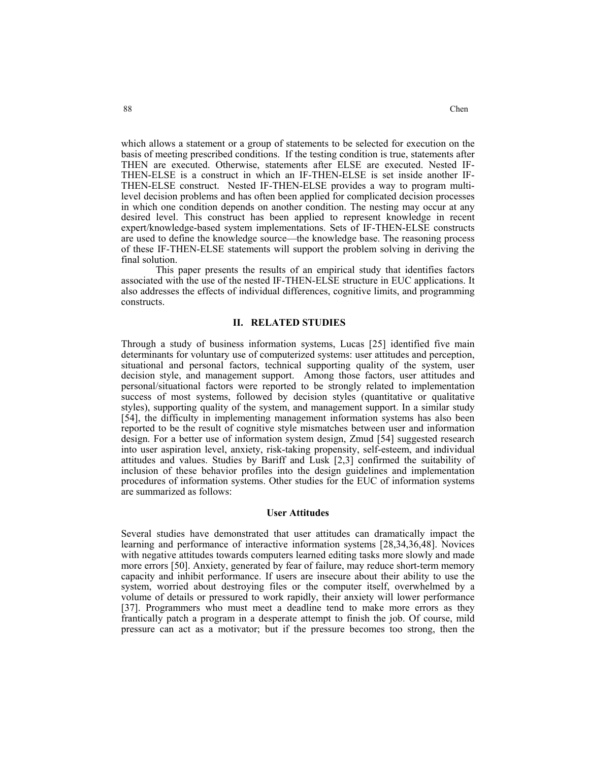which allows a statement or a group of statements to be selected for execution on the basis of meeting prescribed conditions. If the testing condition is true, statements after THEN are executed. Otherwise, statements after ELSE are executed. Nested IF-THEN-ELSE is a construct in which an IF-THEN-ELSE is set inside another IF-THEN-ELSE construct. Nested IF-THEN-ELSE provides a way to program multi-level decision problems and has often been applied for complicated decision processes in which one condition depends on another condition. The nesting may occur at any desired level. This construct has been applied to represent knowledge in recent expert/knowledge-based system implementations. Sets of IF-THEN-ELSE constructs are used to define the knowledge source—the knowledge base. The reasoning process of these IF-THEN-ELSE statements will support the problem solving in deriving the final solution.

This paper presents the results of an empirical study that identifies factors associated with the use of the nested IF-THEN-ELSE structure in EUC applications. It also addresses the effects of individual differences, cognitive limits, and programming constructs.

## II. RELATED STUDIES

Through a study of business information systems, Lucas [25] identified five main determinants for voluntary use of computerized systems: user attitudes and perception, situational and personal factors, technical supporting quality of the system, user decision style, and management support. Among those factors, user attitudes and personal/situational factors were reported to be strongly related to implementation success of most systems, followed by decision styles (quantitative or qualitative styles), supporting quality of the system, and management support. In a similar study [54], the difficulty in implementing management information systems has also been reported to be the result of cognitive style mismatches between user and information design. For a better use of information system design, Zmud [54] suggested research into user aspiration level, anxiety, risk-taking propensity, self-esteem, and individual attitudes and values. Studies by Bariff and Lusk [2,3] confirmed the suitability of inclusion of these behavior profiles into the design guidelines and implementation procedures of information systems. Other studies for the EUC of information systems are summarized as follows:

### User Attitudes

Several studies have demonstrated that user attitudes can dramatically impact the learning and performance of interactive information systems [28,34,36,48]. Novices with negative attitudes towards computers learned editing tasks more slowly and made more errors [50]. Anxiety, generated by fear of failure, may reduce short-term memory capacity and inhibit performance. If users are insecure about their ability to use the system, worried about destroying files or the computer itself, overwhelmed by a volume of details or pressured to work rapidly, their anxiety will lower performance [37]. Programmers who must meet a deadline tend to make more errors as they frantically patch a program in a desperate attempt to finish the job. Of course, mild pressure can act as a motivator; but if the pressure becomes too strong, then the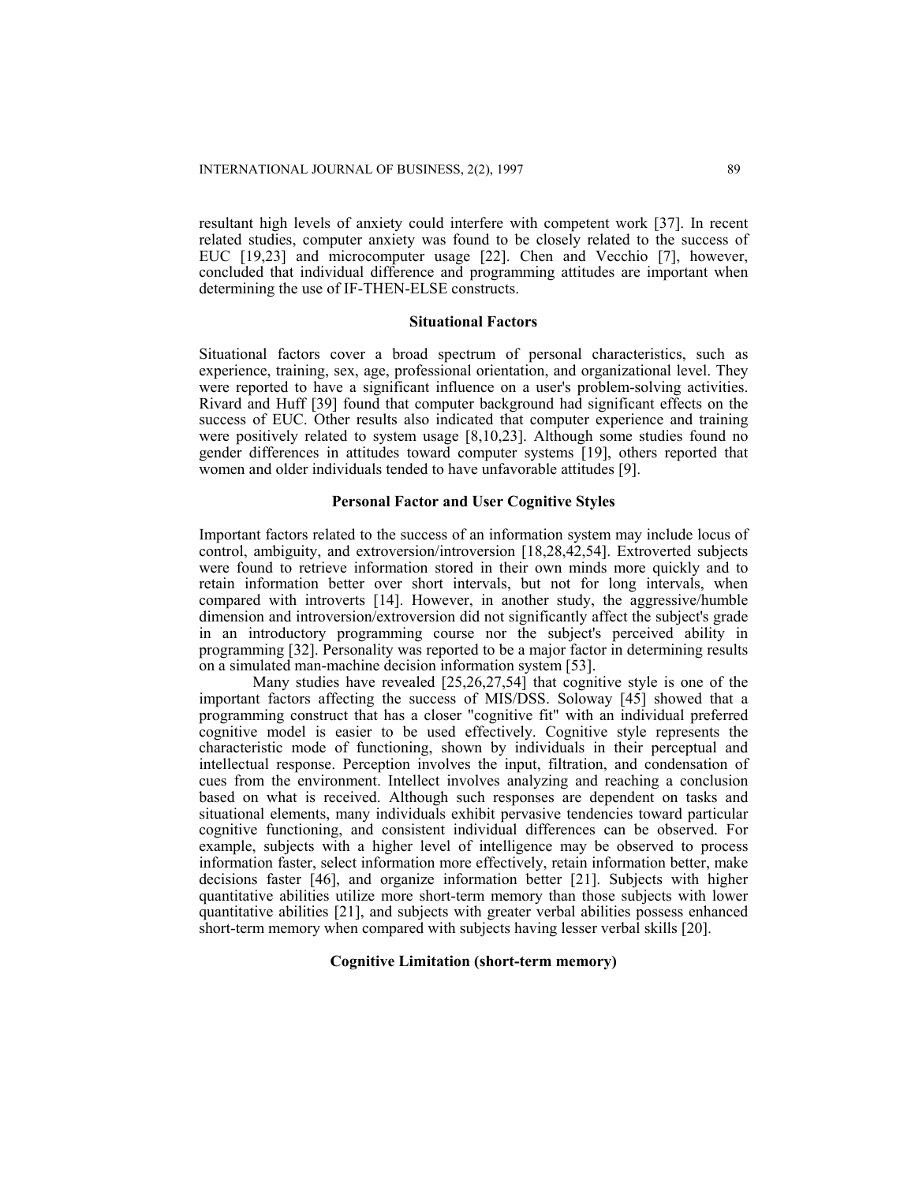resultant high levels of anxiety could interfere with competent work [37]. In recent related studies, computer anxiety was found to be closely related to the success of EUC [19,23] and microcomputer usage [22]. Chen and Vecchio [7], however, concluded that individual difference and programming attitudes are important when determining the use of IF-THEN-ELSE constructs.

### Situational Factors

Situational factors cover a broad spectrum of personal characteristics, such as experience, training, sex, age, professional orientation, and organizational level. They were reported to have a significant influence on a user's problem-solving activities. Rivard and Huff [39] found that computer background had significant effects on the success of EUC. Other results also indicated that computer experience and training were positively related to system usage [8,10,23]. Although some studies found no gender differences in attitudes toward computer systems [19], others reported that women and older individuals tended to have unfavorable attitudes [9].

### Personal Factor and User Cognitive Styles

Important factors related to the success of an information system may include locus of control, ambiguity, and extroversion/introversion [18,28,42,54]. Extroverted subjects were found to retrieve information stored in their own minds more quickly and to retain information better over short intervals, but not for long intervals, when compared with introverts [14]. However, in another study, the aggressive/humble dimension and introversion/extroversion did not significantly affect the subject's grade in an introductory programming course nor the subject's perceived ability in programming [32]. Personality was reported to be a major factor in determining results on a simulated man-machine decision information system [53].

Many studies have revealed [25,26,27,54] that cognitive style is one of the important factors affecting the success of MIS/DSS. Soloway [45] showed that a programming construct that has a closer "cognitive fit" with an individual preferred cognitive model is easier to be used effectively. Cognitive style represents the characteristic mode of functioning, shown by individuals in their perceptual and intellectual response. Perception involves the input, filtration, and condensation of cues from the environment. Intellect involves analyzing and reaching a conclusion based on what is received. Although such responses are dependent on tasks and situational elements, many individuals exhibit pervasive tendencies toward particular cognitive functioning, and consistent individual differences can be observed. For example, subjects with a higher level of intelligence may be observed to process information faster, select information more effectively, retain information better, make decisions faster [46], and organize information better [21]. Subjects with higher quantitative abilities utilize more short-term memory than those subjects with lower quantitative abilities [21], and subjects with greater verbal abilities possess enhanced short-term memory when compared with subjects having lesser verbal skills [20].

### Cognitive Limitation (short-term memory)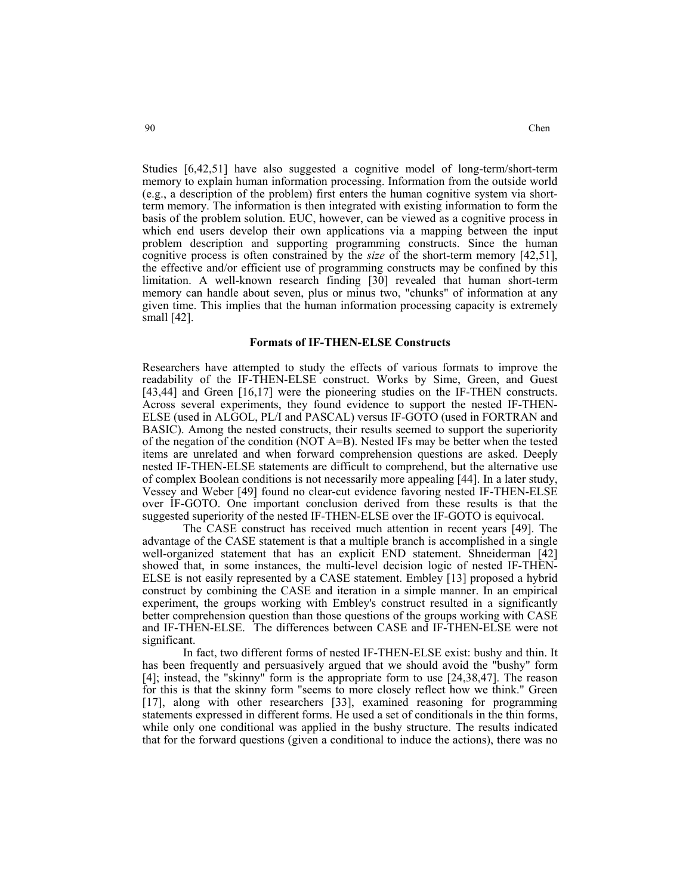Studies [6,42,51] have also suggested a cognitive model of long-term/short-term memory to explain human information processing. Information from the outside world (e.g., a description of the problem) first enters the human cognitive system via short-term memory. The information is then integrated with existing information to form the basis of the problem solution. EUC, however, can be viewed as a cognitive process in which end users develop their own applications via a mapping between the input problem description and supporting programming constructs. Since the human cognitive process is often constrained by the *size* of the short-term memory [42,51], the effective and/or efficient use of programming constructs may be confined by this limitation. A well-known research finding [30] revealed that human short-term memory can handle about seven, plus or minus two, "chunks" of information at any given time. This implies that the human information processing capacity is extremely small [42].

### Formats of IF-THEN-ELSE Constructs

Researchers have attempted to study the effects of various formats to improve the readability of the IF-THEN-ELSE construct. Works by Sime, Green, and Guest [43,44] and Green [16,17] were the pioneering studies on the IF-THEN constructs. Across several experiments, they found evidence to support the nested IF-THEN-ELSE (used in ALGOL, PL/I and PASCAL) versus IF-GOTO (used in FORTRAN and BASIC). Among the nested constructs, their results seemed to support the superiority of the negation of the condition (NOT A=B). Nested IFs may be better when the tested items are unrelated and when forward comprehension questions are asked. Deeply nested IF-THEN-ELSE statements are difficult to comprehend, but the alternative use of complex Boolean conditions is not necessarily more appealing [44]. In a later study, Vessey and Weber [49] found no clear-cut evidence favoring nested IF-THEN-ELSE over IF-GOTO. One important conclusion derived from these results is that the suggested superiority of the nested IF-THEN-ELSE over the IF-GOTO is equivocal.

The CASE construct has received much attention in recent years [49]. The advantage of the CASE statement is that a multiple branch is accomplished in a single well-organized statement that has an explicit END statement. Shneiderman [42] showed that, in some instances, the multi-level decision logic of nested IF-THEN-ELSE is not easily represented by a CASE statement. Embley [13] proposed a hybrid construct by combining the CASE and iteration in a simple manner. In an empirical experiment, the groups working with Embley's construct resulted in a significantly better comprehension question than those questions of the groups working with CASE and IF-THEN-ELSE. The differences between CASE and IF-THEN-ELSE were not significant.

In fact, two different forms of nested IF-THEN-ELSE exist: bushy and thin. It has been frequently and persuasively argued that we should avoid the "bushy" form [4]; instead, the "skinny" form is the appropriate form to use [24,38,47]. The reason for this is that the skinny form "seems to more closely reflect how we think." Green [17], along with other researchers [33], examined reasoning for programming statements expressed in different forms. He used a set of conditionals in the thin forms, while only one conditional was applied in the bushy structure. The results indicated that for the forward questions (given a conditional to induce the actions), there was no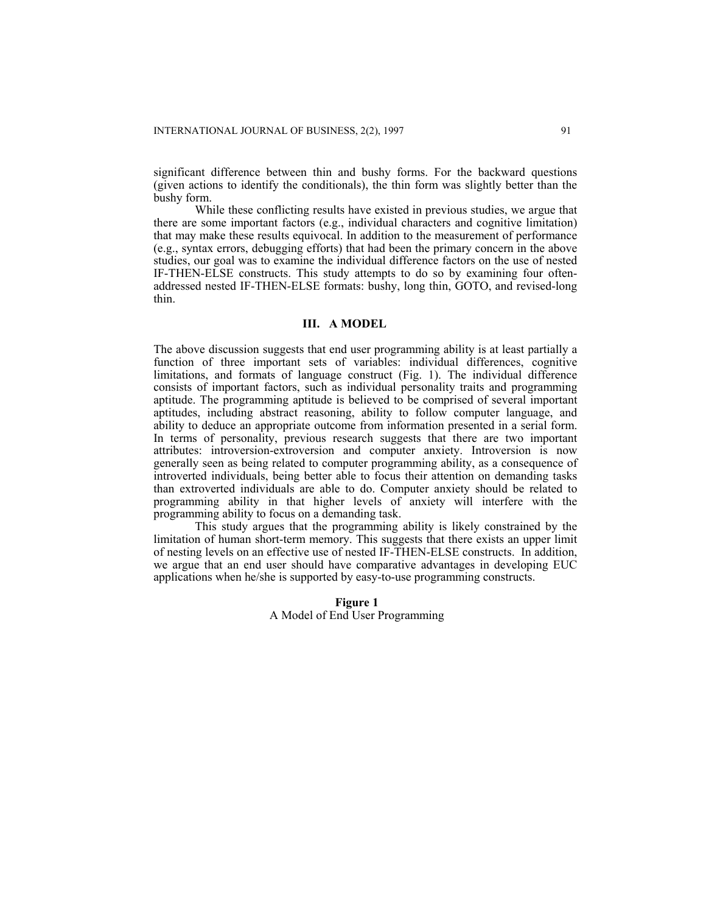significant difference between thin and bushy forms. For the backward questions (given actions to identify the conditionals), the thin form was slightly better than the bushy form.

While these conflicting results have existed in previous studies, we argue that there are some important factors (e.g., individual characters and cognitive limitation) that may make these results equivocal. In addition to the measurement of performance (e.g., syntax errors, debugging efforts) that had been the primary concern in the above studies, our goal was to examine the individual difference factors on the use of nested IF-THEN-ELSE constructs. This study attempts to do so by examining four often-addressed nested IF-THEN-ELSE formats: bushy, long thin, GOTO, and revised-long thin.

## III. A MODEL

The above discussion suggests that end user programming ability is at least partially a function of three important sets of variables: individual differences, cognitive limitations, and formats of language construct (Fig. 1). The individual difference consists of important factors, such as individual personality traits and programming aptitude. The programming aptitude is believed to be comprised of several important aptitudes, including abstract reasoning, ability to follow computer language, and ability to deduce an appropriate outcome from information presented in a serial form. In terms of personality, previous research suggests that there are two important attributes: introversion-extroversion and computer anxiety. Introversion is now generally seen as being related to computer programming ability, as a consequence of introverted individuals, being better able to focus their attention on demanding tasks than extroverted individuals are able to do. Computer anxiety should be related to programming ability in that higher levels of anxiety will interfere with the programming ability to focus on a demanding task.

This study argues that the programming ability is likely constrained by the limitation of human short-term memory. This suggests that there exists an upper limit of nesting levels on an effective use of nested IF-THEN-ELSE constructs. In addition, we argue that an end user should have comparative advantages in developing EUC applications when he/she is supported by easy-to-use programming constructs.

**Figure 1**
A Model of End User Programming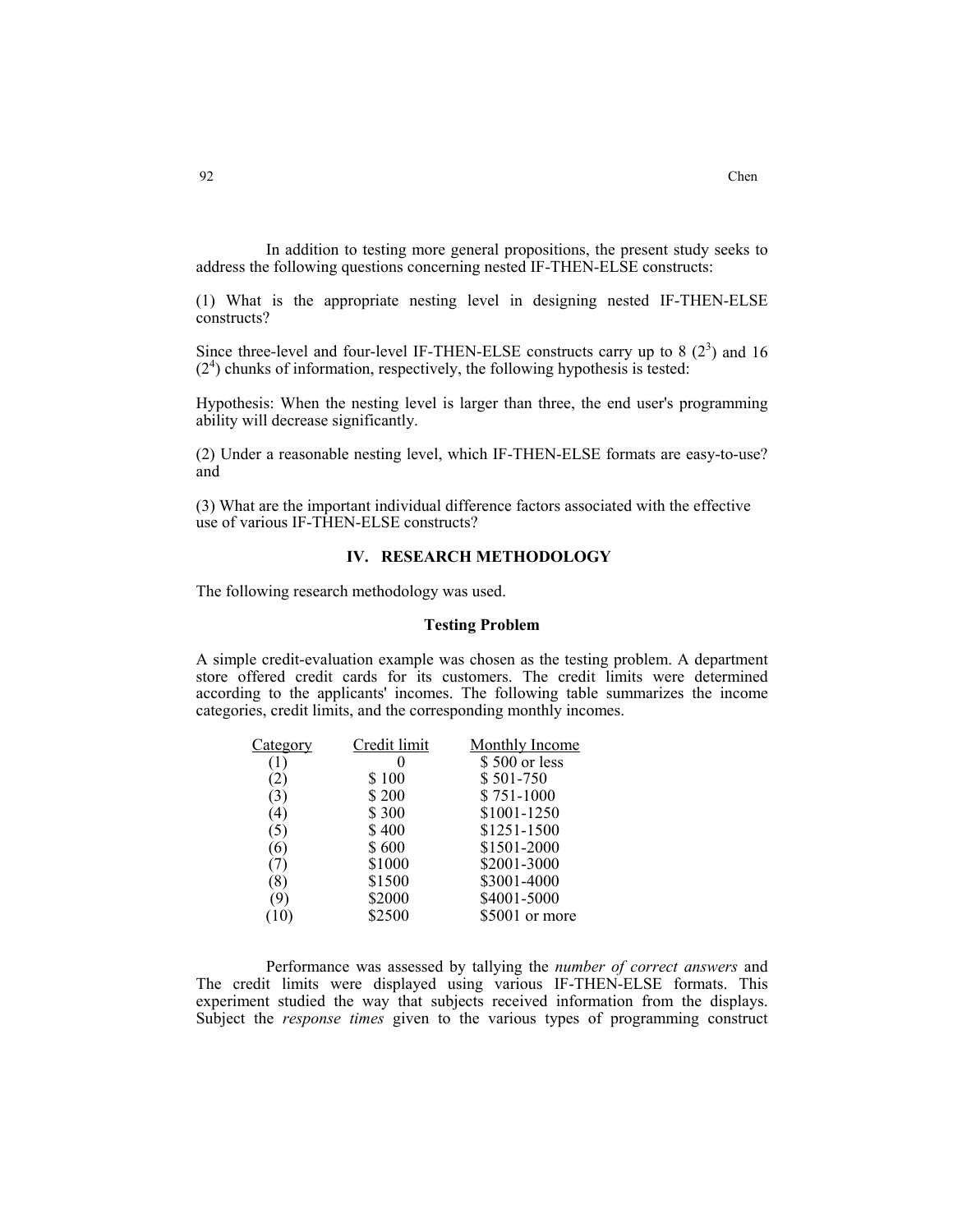In addition to testing more general propositions, the present study seeks to address the following questions concerning nested IF-THEN-ELSE constructs:

(1) What is the appropriate nesting level in designing nested IF-THEN-ELSE constructs?

Since three-level and four-level IF-THEN-ELSE constructs carry up to 8 ($2^3$) and 16 ($2^4$) chunks of information, respectively, the following hypothesis is tested:

Hypothesis: When the nesting level is larger than three, the end user's programming ability will decrease significantly.

(2) Under a reasonable nesting level, which IF-THEN-ELSE formats are easy-to-use? and

(3) What are the important individual difference factors associated with the effective use of various IF-THEN-ELSE constructs?

## IV. RESEARCH METHODOLOGY

The following research methodology was used.

### Testing Problem

A simple credit-evaluation example was chosen as the testing problem. A department store offered credit cards for its customers. The credit limits were determined according to the applicants' incomes. The following table summarizes the income categories, credit limits, and the corresponding monthly incomes.

| Category | Credit limit | Monthly Income |
|---|---|---|
| (1) | 0 | $ 500 or less |
| (2) | $ 100 | $ 501-750 |
| (3) | $ 200 | $ 751-1000 |
| (4) | $ 300 | $1001-1250 |
| (5) | $ 400 | $1251-1500 |
| (6) | $ 600 | $1501-2000 |
| (7) | $1000 | $2001-3000 |
| (8) | $1500 | $3001-4000 |
| (9) | $2000 | $4001-5000 |
| (10) | $2500 | $5001 or more |

Performance was assessed by tallying the *number of correct answers* and The credit limits were displayed using various IF-THEN-ELSE formats. This experiment studied the way that subjects received information from the displays. Subject the *response times* given to the various types of programming construct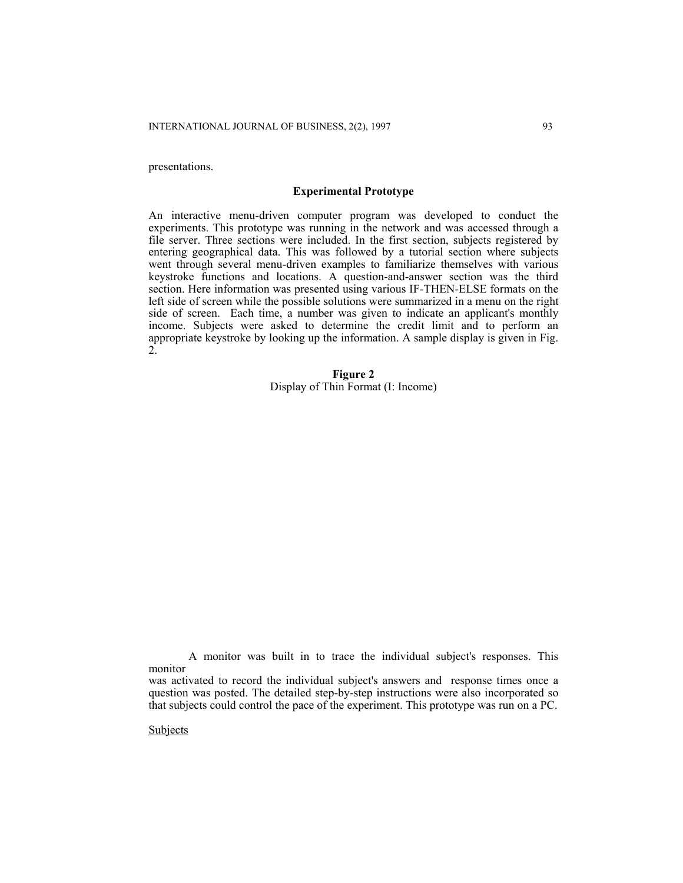presentations.

### Experimental Prototype

An interactive menu-driven computer program was developed to conduct the experiments. This prototype was running in the network and was accessed through a file server. Three sections were included. In the first section, subjects registered by entering geographical data. This was followed by a tutorial section where subjects went through several menu-driven examples to familiarize themselves with various keystroke functions and locations. A question-and-answer section was the third section. Here information was presented using various IF-THEN-ELSE formats on the left side of screen while the possible solutions were summarized in a menu on the right side of screen. Each time, a number was given to indicate an applicant's monthly income. Subjects were asked to determine the credit limit and to perform an appropriate keystroke by looking up the information. A sample display is given in Fig. 2.

**Figure 2**
Display of Thin Format (I: Income)

A monitor was built in to trace the individual subject's responses. This monitor was activated to record the individual subject's answers and response times once a question was posted. The detailed step-by-step instructions were also incorporated so that subjects could control the pace of the experiment. This prototype was run on a PC.

<u>Subjects</u>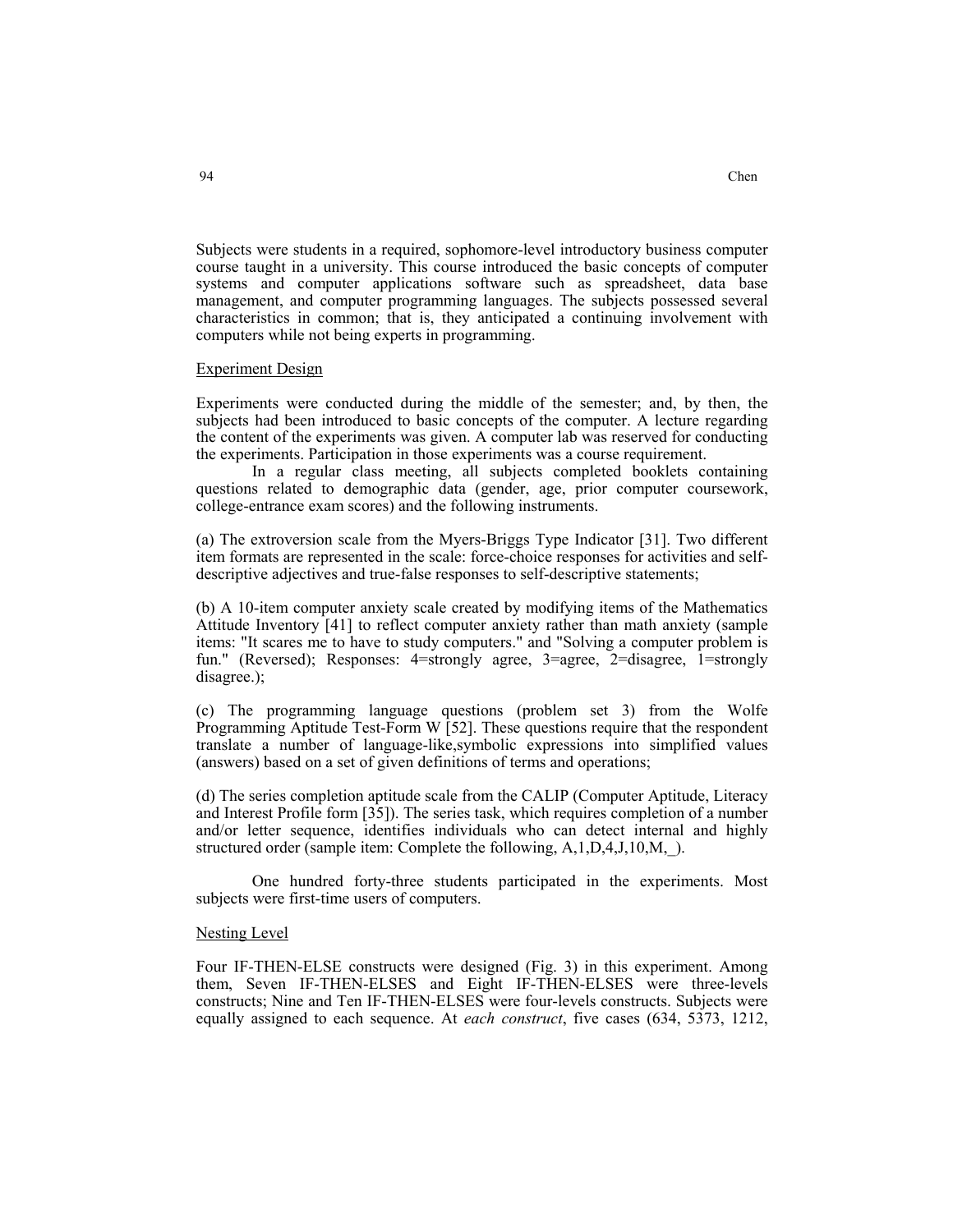Subjects were students in a required, sophomore-level introductory business computer course taught in a university. This course introduced the basic concepts of computer systems and computer applications software such as spreadsheet, data base management, and computer programming languages. The subjects possessed several characteristics in common; that is, they anticipated a continuing involvement with computers while not being experts in programming.

<u>Experiment Design</u>

Experiments were conducted during the middle of the semester; and, by then, the subjects had been introduced to basic concepts of the computer. A lecture regarding the content of the experiments was given. A computer lab was reserved for conducting the experiments. Participation in those experiments was a course requirement.

In a regular class meeting, all subjects completed booklets containing questions related to demographic data (gender, age, prior computer coursework, college-entrance exam scores) and the following instruments.

(a) The extroversion scale from the Myers-Briggs Type Indicator [31]. Two different item formats are represented in the scale: force-choice responses for activities and self-descriptive adjectives and true-false responses to self-descriptive statements;

(b) A 10-item computer anxiety scale created by modifying items of the Mathematics Attitude Inventory [41] to reflect computer anxiety rather than math anxiety (sample items: "It scares me to have to study computers." and "Solving a computer problem is fun." (Reversed); Responses: 4=strongly agree, 3=agree, 2=disagree, 1=strongly disagree.);

(c) The programming language questions (problem set 3) from the Wolfe Programming Aptitude Test-Form W [52]. These questions require that the respondent translate a number of language-like,symbolic expressions into simplified values (answers) based on a set of given definitions of terms and operations;

(d) The series completion aptitude scale from the CALIP (Computer Aptitude, Literacy and Interest Profile form [35]). The series task, which requires completion of a number and/or letter sequence, identifies individuals who can detect internal and highly structured order (sample item: Complete the following, A,1,D,4,J,10,M,_).

One hundred forty-three students participated in the experiments. Most subjects were first-time users of computers.

<u>Nesting Level</u>

Four IF-THEN-ELSE constructs were designed (Fig. 3) in this experiment. Among them, Seven IF-THEN-ELSES and Eight IF-THEN-ELSES were three-levels constructs; Nine and Ten IF-THEN-ELSES were four-levels constructs. Subjects were equally assigned to each sequence. At *each construct*, five cases (634, 5373, 1212,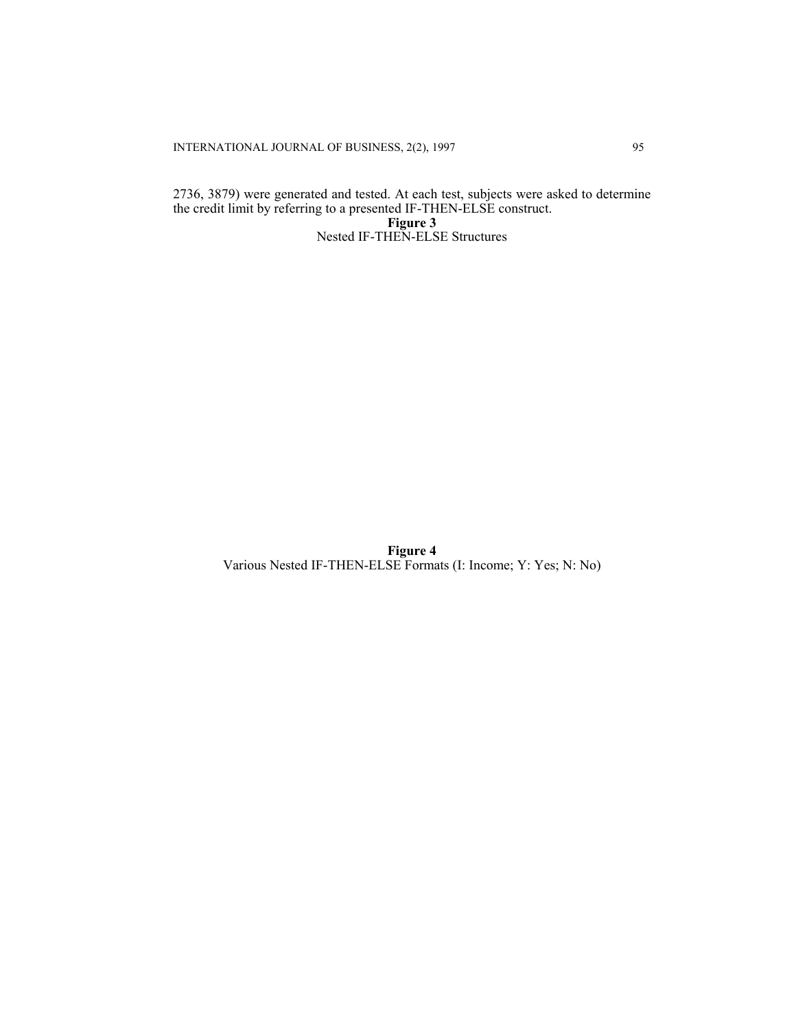2736, 3879) were generated and tested. At each test, subjects were asked to determine the credit limit by referring to a presented IF-THEN-ELSE construct.

**Figure 3**
Nested IF-THEN-ELSE Structures

**Figure 4**
Various Nested IF-THEN-ELSE Formats (I: Income; Y: Yes; N: No)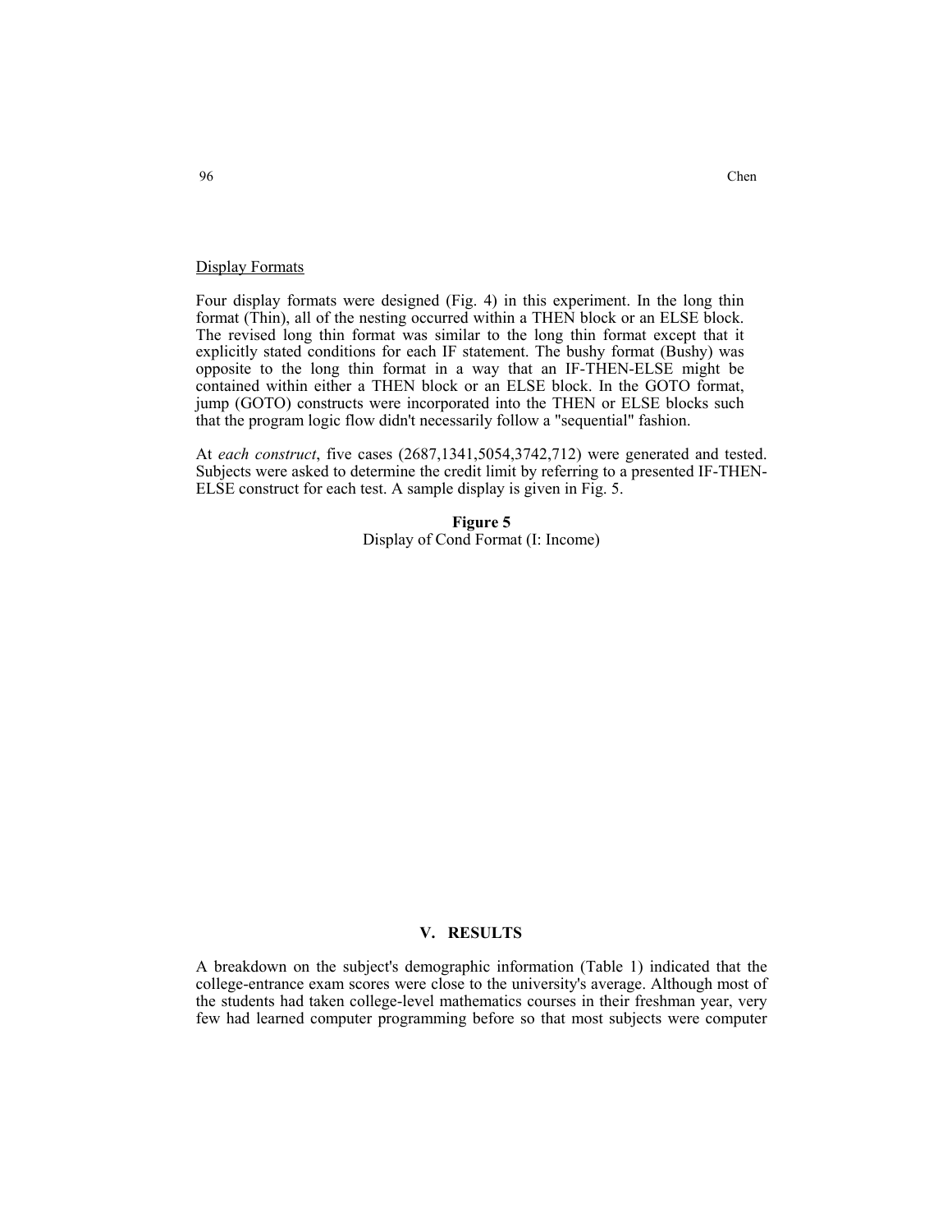Display Formats

Four display formats were designed (Fig. 4) in this experiment. In the long thin format (Thin), all of the nesting occurred within a THEN block or an ELSE block. The revised long thin format was similar to the long thin format except that it explicitly stated conditions for each IF statement. The bushy format (Bushy) was opposite to the long thin format in a way that an IF-THEN-ELSE might be contained within either a THEN block or an ELSE block. In the GOTO format, jump (GOTO) constructs were incorporated into the THEN or ELSE blocks such that the program logic flow didn't necessarily follow a "sequential" fashion.

At *each construct*, five cases (2687,1341,5054,3742,712) were generated and tested. Subjects were asked to determine the credit limit by referring to a presented IF-THEN-ELSE construct for each test. A sample display is given in Fig. 5.

**Figure 5**
Display of Cond Format (I: Income)

## V. RESULTS

A breakdown on the subject's demographic information (Table 1) indicated that the college-entrance exam scores were close to the university's average. Although most of the students had taken college-level mathematics courses in their freshman year, very few had learned computer programming before so that most subjects were computer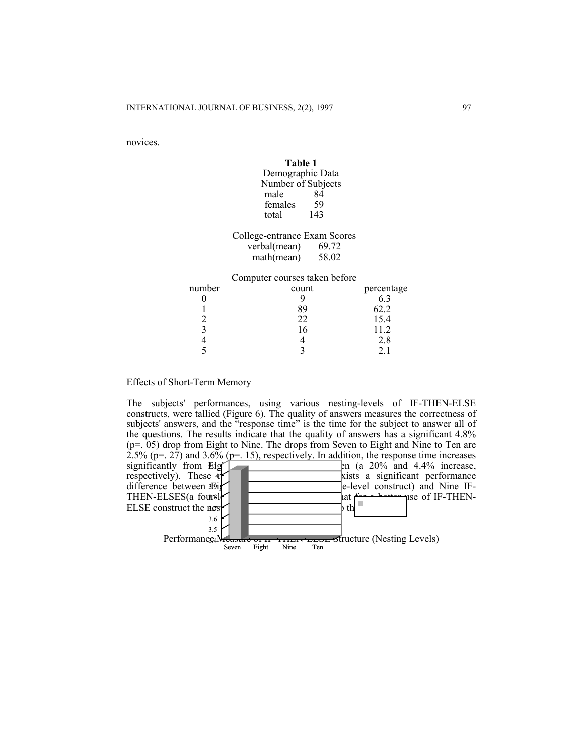novices.

**Table 1**
Demographic Data

Number of Subjects

| | |
|---|---|
| male | 84 |
| females | 59 |
| total | 143 |

College-entrance Exam Scores

| | |
|---|---|
| verbal(mean) | 69.72 |
| math(mean) | 58.02 |

Computer courses taken before

| number | count | percentage |
|---|---|---|
| 0 | 9 | 6.3 |
| 1 | 89 | 62.2 |
| 2 | 22 | 15.4 |
| 3 | 16 | 11.2 |
| 4 | 4 | 2.8 |
| 5 | 3 | 2.1 |

Effects of Short-Term Memory

The subjects' performances, using various nesting-levels of IF-THEN-ELSE constructs, were tallied (Figure 6). The quality of answers measures the correctness of subjects' answers, and the "response time" is the time for the subject to answer all of the questions. The results indicate that the quality of answers has a significant 4.8% ($p=.05$) drop from Eight to Nine. The drops from Seven to Eight and Nine to Ten are 2.5% ($p=.27$) and 3.6% ($p=.15$), respectively. In addition, the response time increases significantly from Eig[...]en (a 20% and 4.4% increase, respectively). These [...]xists a significant performance difference between Ei[...]e-level construct) and Nine IF-THEN-ELSES(a fou[...]at for a better use of IF-THEN-ELSE construct the nes[...] th[...]

Performance Measure of IF-THEN-ELSE Structure (Nesting Levels)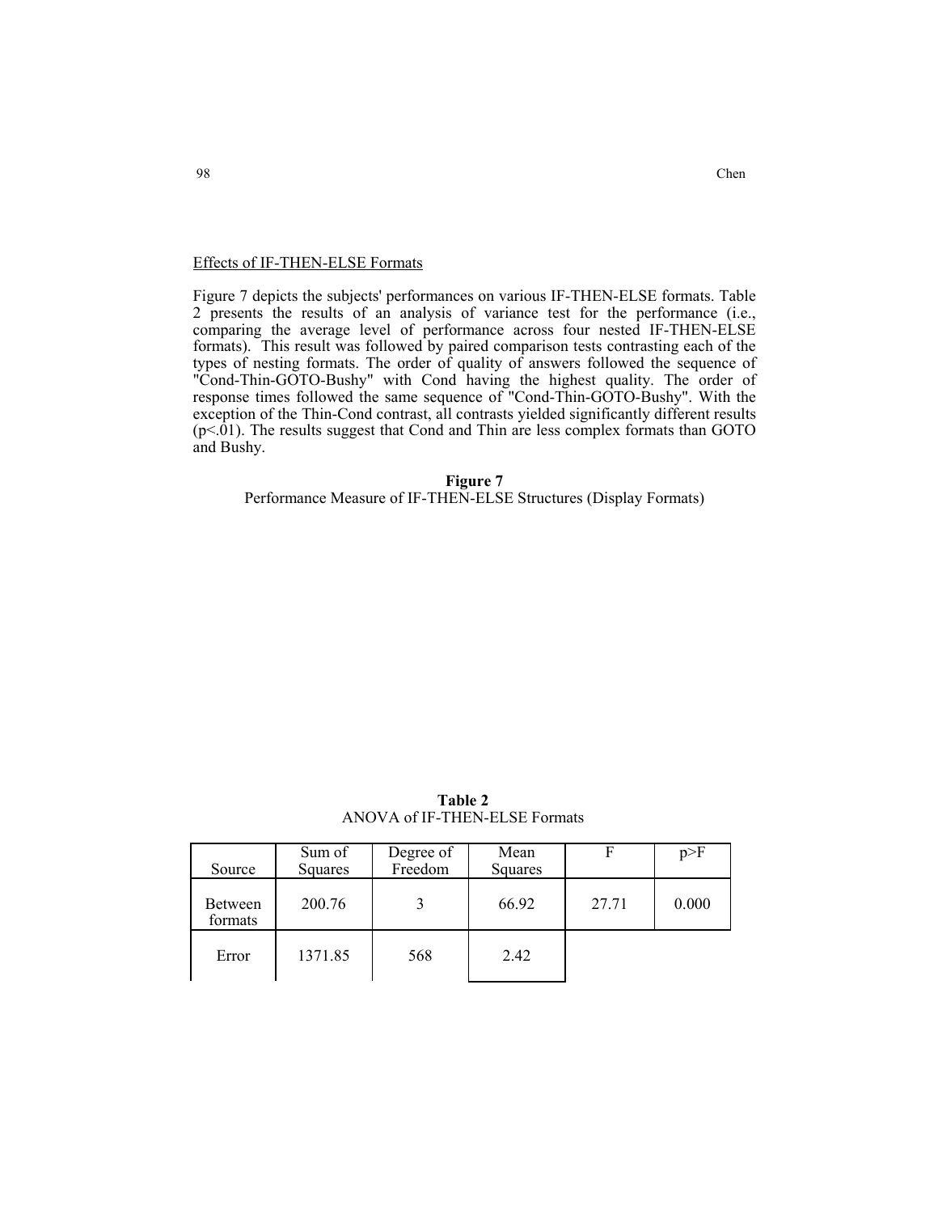### Effects of IF-THEN-ELSE Formats

Figure 7 depicts the subjects' performances on various IF-THEN-ELSE formats. Table 2 presents the results of an analysis of variance test for the performance (i.e., comparing the average level of performance across four nested IF-THEN-ELSE formats). This result was followed by paired comparison tests contrasting each of the types of nesting formats. The order of quality of answers followed the sequence of "Cond-Thin-GOTO-Bushy" with Cond having the highest quality. The order of response times followed the same sequence of "Cond-Thin-GOTO-Bushy". With the exception of the Thin-Cond contrast, all contrasts yielded significantly different results ($p<.01$). The results suggest that Cond and Thin are less complex formats than GOTO and Bushy.

**Figure 7**

Performance Measure of IF-THEN-ELSE Structures (Display Formats)

**Table 2**

ANOVA of IF-THEN-ELSE Formats

| Source | Sum of Squares | Degree of Freedom | Mean Squares | F | p>F |
|---|---|---|---|---|---|
| Between formats | 200.76 | 3 | 66.92 | 27.71 | 0.000 |
| Error | 1371.85 | 568 | 2.42 | | |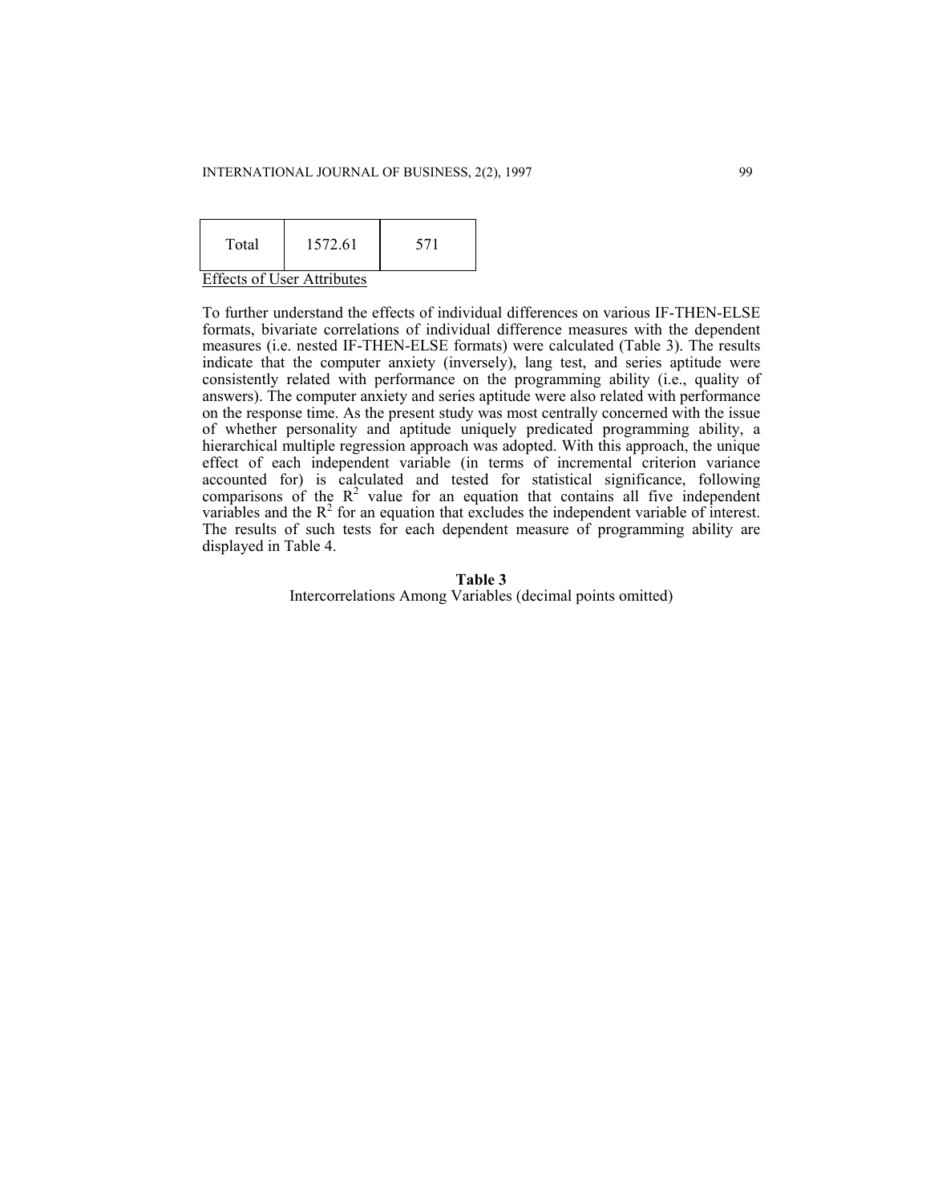| Total | 1572.61 | 571 |
|---|---|---|

Effects of User Attributes

To further understand the effects of individual differences on various IF-THEN-ELSE formats, bivariate correlations of individual difference measures with the dependent measures (i.e. nested IF-THEN-ELSE formats) were calculated (Table 3). The results indicate that the computer anxiety (inversely), lang test, and series aptitude were consistently related with performance on the programming ability (i.e., quality of answers). The computer anxiety and series aptitude were also related with performance on the response time. As the present study was most centrally concerned with the issue of whether personality and aptitude uniquely predicated programming ability, a hierarchical multiple regression approach was adopted. With this approach, the unique effect of each independent variable (in terms of incremental criterion variance accounted for) is calculated and tested for statistical significance, following comparisons of the $R^2$ value for an equation that contains all five independent variables and the $R^2$ for an equation that excludes the independent variable of interest. The results of such tests for each dependent measure of programming ability are displayed in Table 4.

**Table 3**

Intercorrelations Among Variables (decimal points omitted)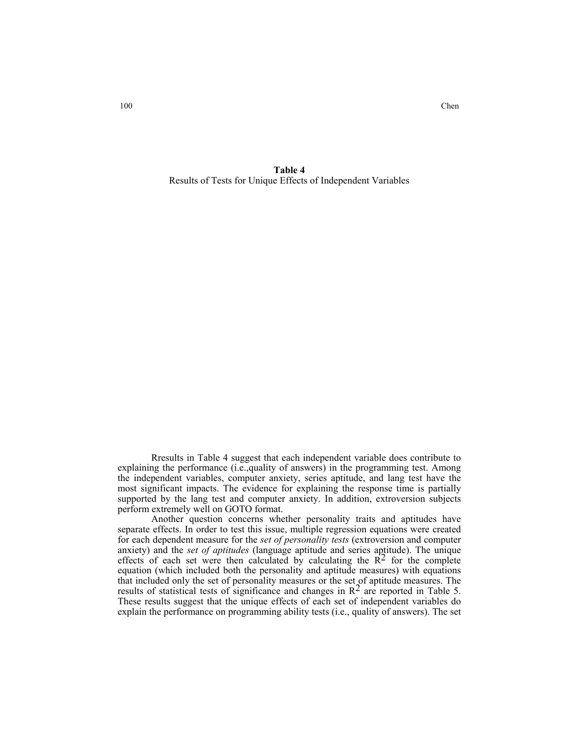**Table 4**
Results of Tests for Unique Effects of Independent Variables

Rresults in Table 4 suggest that each independent variable does contribute to explaining the performance (i.e.,quality of answers) in the programming test. Among the independent variables, computer anxiety, series aptitude, and lang test have the most significant impacts. The evidence for explaining the response time is partially supported by the lang test and computer anxiety. In addition, extroversion subjects perform extremely well on GOTO format.

Another question concerns whether personality traits and aptitudes have separate effects. In order to test this issue, multiple regression equations were created for each dependent measure for the *set of personality tests* (extroversion and computer anxiety) and the *set of aptitudes* (language aptitude and series aptitude). The unique effects of each set were then calculated by calculating the $R^2$ for the complete equation (which included both the personality and aptitude measures) with equations that included only the set of personality measures or the set of aptitude measures. The results of statistical tests of significance and changes in $R^2$ are reported in Table 5. These results suggest that the unique effects of each set of independent variables do explain the performance on programming ability tests (i.e., quality of answers). The set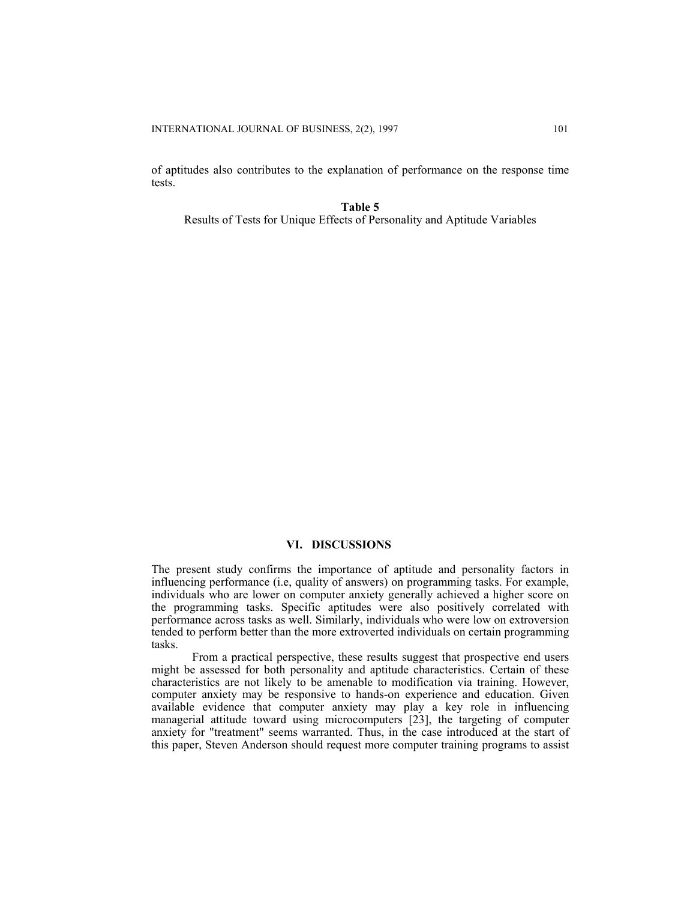of aptitudes also contributes to the explanation of performance on the response time tests.

**Table 5**
Results of Tests for Unique Effects of Personality and Aptitude Variables

## VI. DISCUSSIONS

The present study confirms the importance of aptitude and personality factors in influencing performance (i.e, quality of answers) on programming tasks. For example, individuals who are lower on computer anxiety generally achieved a higher score on the programming tasks. Specific aptitudes were also positively correlated with performance across tasks as well. Similarly, individuals who were low on extroversion tended to perform better than the more extroverted individuals on certain programming tasks.

From a practical perspective, these results suggest that prospective end users might be assessed for both personality and aptitude characteristics. Certain of these characteristics are not likely to be amenable to modification via training. However, computer anxiety may be responsive to hands-on experience and education. Given available evidence that computer anxiety may play a key role in influencing managerial attitude toward using microcomputers [23], the targeting of computer anxiety for "treatment" seems warranted. Thus, in the case introduced at the start of this paper, Steven Anderson should request more computer training programs to assist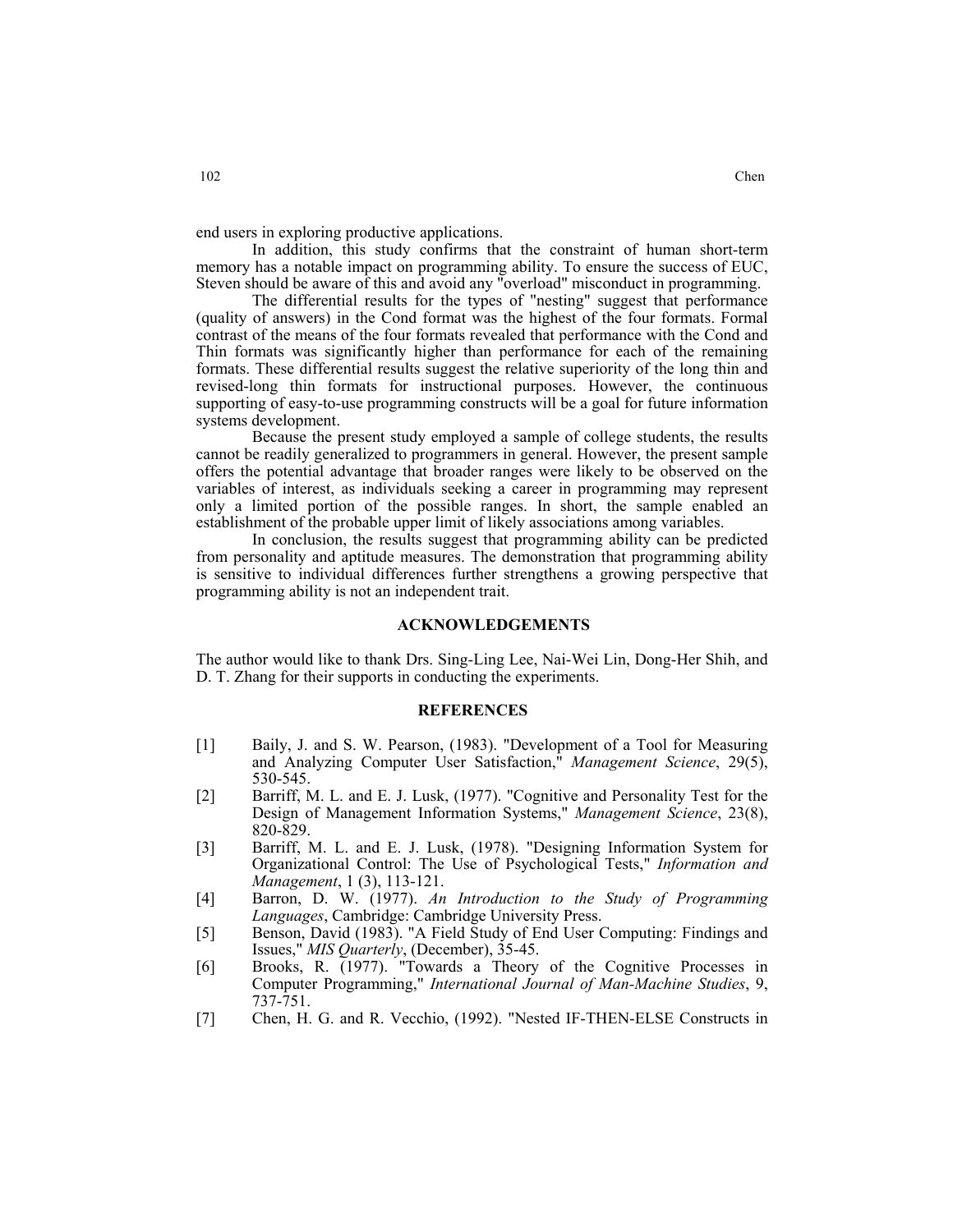end users in exploring productive applications.

In addition, this study confirms that the constraint of human short-term memory has a notable impact on programming ability. To ensure the success of EUC, Steven should be aware of this and avoid any "overload" misconduct in programming.

The differential results for the types of "nesting" suggest that performance (quality of answers) in the Cond format was the highest of the four formats. Formal contrast of the means of the four formats revealed that performance with the Cond and Thin formats was significantly higher than performance for each of the remaining formats. These differential results suggest the relative superiority of the long thin and revised-long thin formats for instructional purposes. However, the continuous supporting of easy-to-use programming constructs will be a goal for future information systems development.

Because the present study employed a sample of college students, the results cannot be readily generalized to programmers in general. However, the present sample offers the potential advantage that broader ranges were likely to be observed on the variables of interest, as individuals seeking a career in programming may represent only a limited portion of the possible ranges. In short, the sample enabled an establishment of the probable upper limit of likely associations among variables.

In conclusion, the results suggest that programming ability can be predicted from personality and aptitude measures. The demonstration that programming ability is sensitive to individual differences further strengthens a growing perspective that programming ability is not an independent trait.

## ACKNOWLEDGEMENTS

The author would like to thank Drs. Sing-Ling Lee, Nai-Wei Lin, Dong-Her Shih, and D. T. Zhang for their supports in conducting the experiments.

## REFERENCES

[1] Baily, J. and S. W. Pearson, (1983). "Development of a Tool for Measuring and Analyzing Computer User Satisfaction," *Management Science*, 29(5), 530-545.

[2] Barriff, M. L. and E. J. Lusk, (1977). "Cognitive and Personality Test for the Design of Management Information Systems," *Management Science*, 23(8), 820-829.

[3] Barriff, M. L. and E. J. Lusk, (1978). "Designing Information System for Organizational Control: The Use of Psychological Tests," *Information and Management*, 1 (3), 113-121.

[4] Barron, D. W. (1977). *An Introduction to the Study of Programming Languages*, Cambridge: Cambridge University Press.

[5] Benson, David (1983). "A Field Study of End User Computing: Findings and Issues," *MIS Quarterly*, (December), 35-45.

[6] Brooks, R. (1977). "Towards a Theory of the Cognitive Processes in Computer Programming," *International Journal of Man-Machine Studies*, 9, 737-751.

[7] Chen, H. G. and R. Vecchio, (1992). "Nested IF-THEN-ELSE Constructs in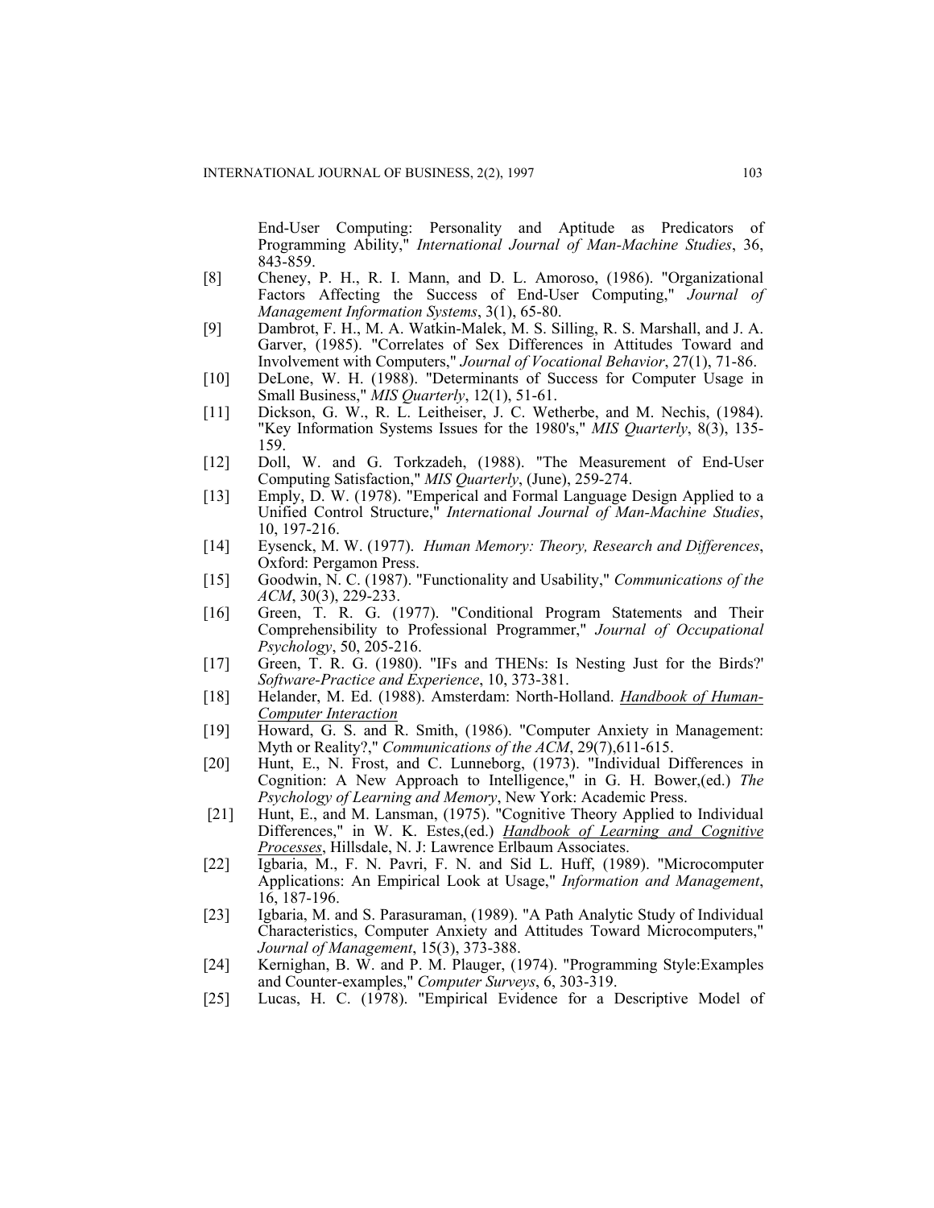End-User Computing: Personality and Aptitude as Predicators of Programming Ability," *International Journal of Man-Machine Studies*, 36, 843-859.

[8] Cheney, P. H., R. I. Mann, and D. L. Amoroso, (1986). "Organizational Factors Affecting the Success of End-User Computing," *Journal of Management Information Systems*, 3(1), 65-80.

[9] Dambrot, F. H., M. A. Watkin-Malek, M. S. Silling, R. S. Marshall, and J. A. Garver, (1985). "Correlates of Sex Differences in Attitudes Toward and Involvement with Computers," *Journal of Vocational Behavior*, 27(1), 71-86.

[10] DeLone, W. H. (1988). "Determinants of Success for Computer Usage in Small Business," *MIS Quarterly*, 12(1), 51-61.

[11] Dickson, G. W., R. L. Leitheiser, J. C. Wetherbe, and M. Nechis, (1984). "Key Information Systems Issues for the 1980's," *MIS Quarterly*, 8(3), 135-159.

[12] Doll, W. and G. Torkzadeh, (1988). "The Measurement of End-User Computing Satisfaction," *MIS Quarterly*, (June), 259-274.

[13] Emply, D. W. (1978). "Emperical and Formal Language Design Applied to a Unified Control Structure," *International Journal of Man-Machine Studies*, 10, 197-216.

[14] Eysenck, M. W. (1977). *Human Memory: Theory, Research and Differences*, Oxford: Pergamon Press.

[15] Goodwin, N. C. (1987). "Functionality and Usability," *Communications of the ACM*, 30(3), 229-233.

[16] Green, T. R. G. (1977). "Conditional Program Statements and Their Comprehensibility to Professional Programmer," *Journal of Occupational Psychology*, 50, 205-216.

[17] Green, T. R. G. (1980). "IFs and THENs: Is Nesting Just for the Birds?' *Software-Practice and Experience*, 10, 373-381.

[18] Helander, M. Ed. (1988). Amsterdam: North-Holland. *Handbook of Human-Computer Interaction*

[19] Howard, G. S. and R. Smith, (1986). "Computer Anxiety in Management: Myth or Reality?," *Communications of the ACM*, 29(7),611-615.

[20] Hunt, E., N. Frost, and C. Lunneborg, (1973). "Individual Differences in Cognition: A New Approach to Intelligence," in G. H. Bower,(ed.) *The Psychology of Learning and Memory*, New York: Academic Press.

[21] Hunt, E., and M. Lansman, (1975). "Cognitive Theory Applied to Individual Differences," in W. K. Estes,(ed.) *Handbook of Learning and Cognitive Processes*, Hillsdale, N. J: Lawrence Erlbaum Associates.

[22] Igbaria, M., F. N. Pavri, F. N. and Sid L. Huff, (1989). "Microcomputer Applications: An Empirical Look at Usage," *Information and Management*, 16, 187-196.

[23] Igbaria, M. and S. Parasuraman, (1989). "A Path Analytic Study of Individual Characteristics, Computer Anxiety and Attitudes Toward Microcomputers," *Journal of Management*, 15(3), 373-388.

[24] Kernighan, B. W. and P. M. Plauger, (1974). "Programming Style:Examples and Counter-examples," *Computer Surveys*, 6, 303-319.

[25] Lucas, H. C. (1978). "Empirical Evidence for a Descriptive Model of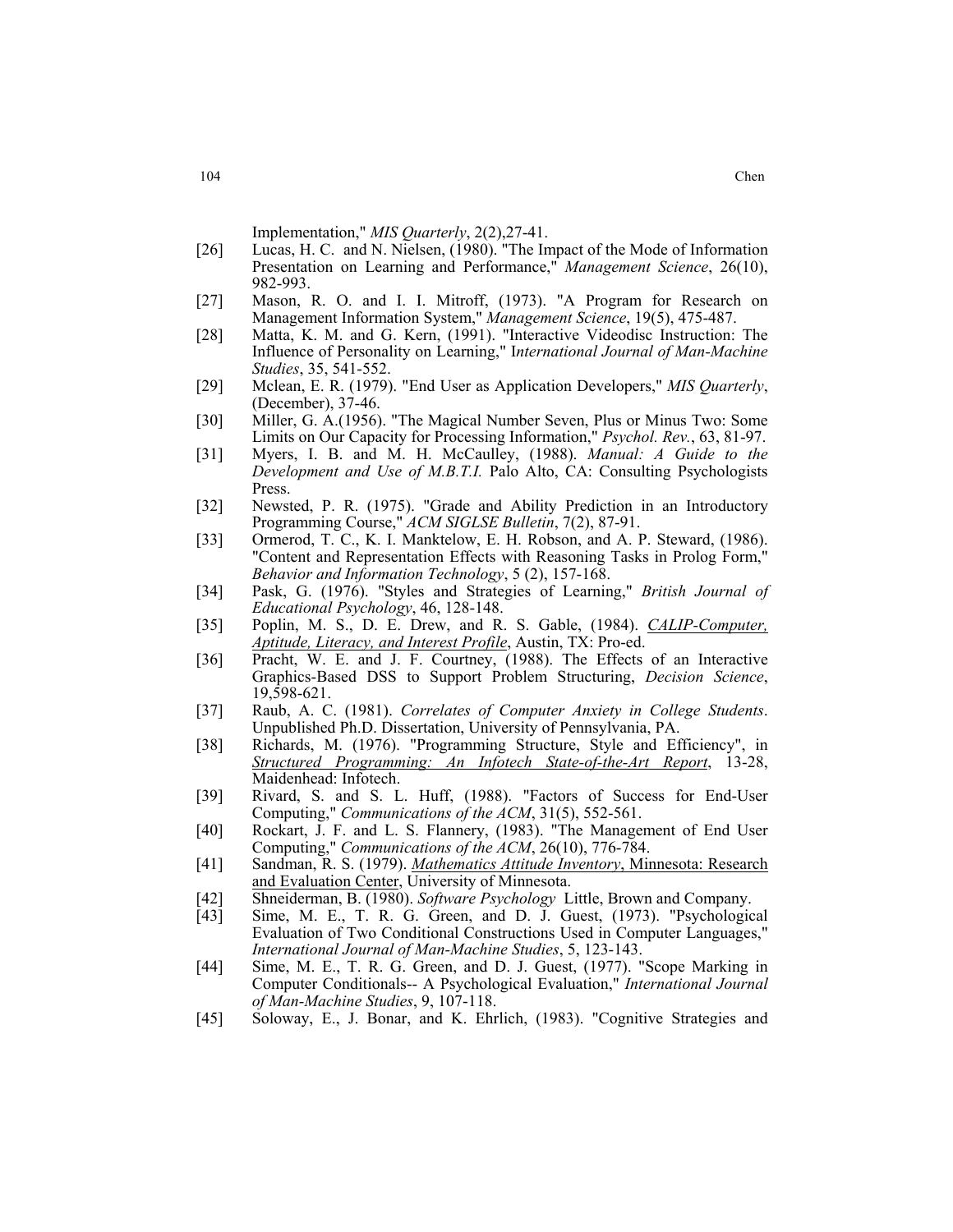Implementation," *MIS Quarterly*, 2(2),27-41.

[26] Lucas, H. C. and N. Nielsen, (1980). "The Impact of the Mode of Information Presentation on Learning and Performance," *Management Science*, 26(10), 982-993.

[27] Mason, R. O. and I. I. Mitroff, (1973). "A Program for Research on Management Information System," *Management Science*, 19(5), 475-487.

[28] Matta, K. M. and G. Kern, (1991). "Interactive Videodisc Instruction: The Influence of Personality on Learning," I*nternational Journal of Man-Machine Studies*, 35, 541-552.

[29] Mclean, E. R. (1979). "End User as Application Developers," *MIS Quarterly*, (December), 37-46.

[30] Miller, G. A.(1956). "The Magical Number Seven, Plus or Minus Two: Some Limits on Our Capacity for Processing Information," *Psychol. Rev.*, 63, 81-97.

[31] Myers, I. B. and M. H. McCaulley, (1988). *Manual: A Guide to the Development and Use of M.B.T.I.* Palo Alto, CA: Consulting Psychologists Press.

[32] Newsted, P. R. (1975). "Grade and Ability Prediction in an Introductory Programming Course," *ACM SIGLSE Bulletin*, 7(2), 87-91.

[33] Ormerod, T. C., K. I. Manktelow, E. H. Robson, and A. P. Steward, (1986). "Content and Representation Effects with Reasoning Tasks in Prolog Form," *Behavior and Information Technology*, 5 (2), 157-168.

[34] Pask, G. (1976). "Styles and Strategies of Learning," *British Journal of Educational Psychology*, 46, 128-148.

[35] Poplin, M. S., D. E. Drew, and R. S. Gable, (1984). *CALIP-Computer, Aptitude, Literacy, and Interest Profile*, Austin, TX: Pro-ed.

[36] Pracht, W. E. and J. F. Courtney, (1988). The Effects of an Interactive Graphics-Based DSS to Support Problem Structuring, *Decision Science*, 19,598-621.

[37] Raub, A. C. (1981). *Correlates of Computer Anxiety in College Students*. Unpublished Ph.D. Dissertation, University of Pennsylvania, PA.

[38] Richards, M. (1976). "Programming Structure, Style and Efficiency", in *Structured Programming: An Infotech State-of-the-Art Report*, 13-28, Maidenhead: Infotech.

[39] Rivard, S. and S. L. Huff, (1988). "Factors of Success for End-User Computing," *Communications of the ACM*, 31(5), 552-561.

[40] Rockart, J. F. and L. S. Flannery, (1983). "The Management of End User Computing," *Communications of the ACM*, 26(10), 776-784.

[41] Sandman, R. S. (1979). *Mathematics Attitude Inventory*, Minnesota: Research and Evaluation Center, University of Minnesota.

[42] Shneiderman, B. (1980). *Software Psychology* Little, Brown and Company.

[43] Sime, M. E., T. R. G. Green, and D. J. Guest, (1973). "Psychological Evaluation of Two Conditional Constructions Used in Computer Languages," *International Journal of Man-Machine Studies*, 5, 123-143.

[44] Sime, M. E., T. R. G. Green, and D. J. Guest, (1977). "Scope Marking in Computer Conditionals-- A Psychological Evaluation," *International Journal of Man-Machine Studies*, 9, 107-118.

[45] Soloway, E., J. Bonar, and K. Ehrlich, (1983). "Cognitive Strategies and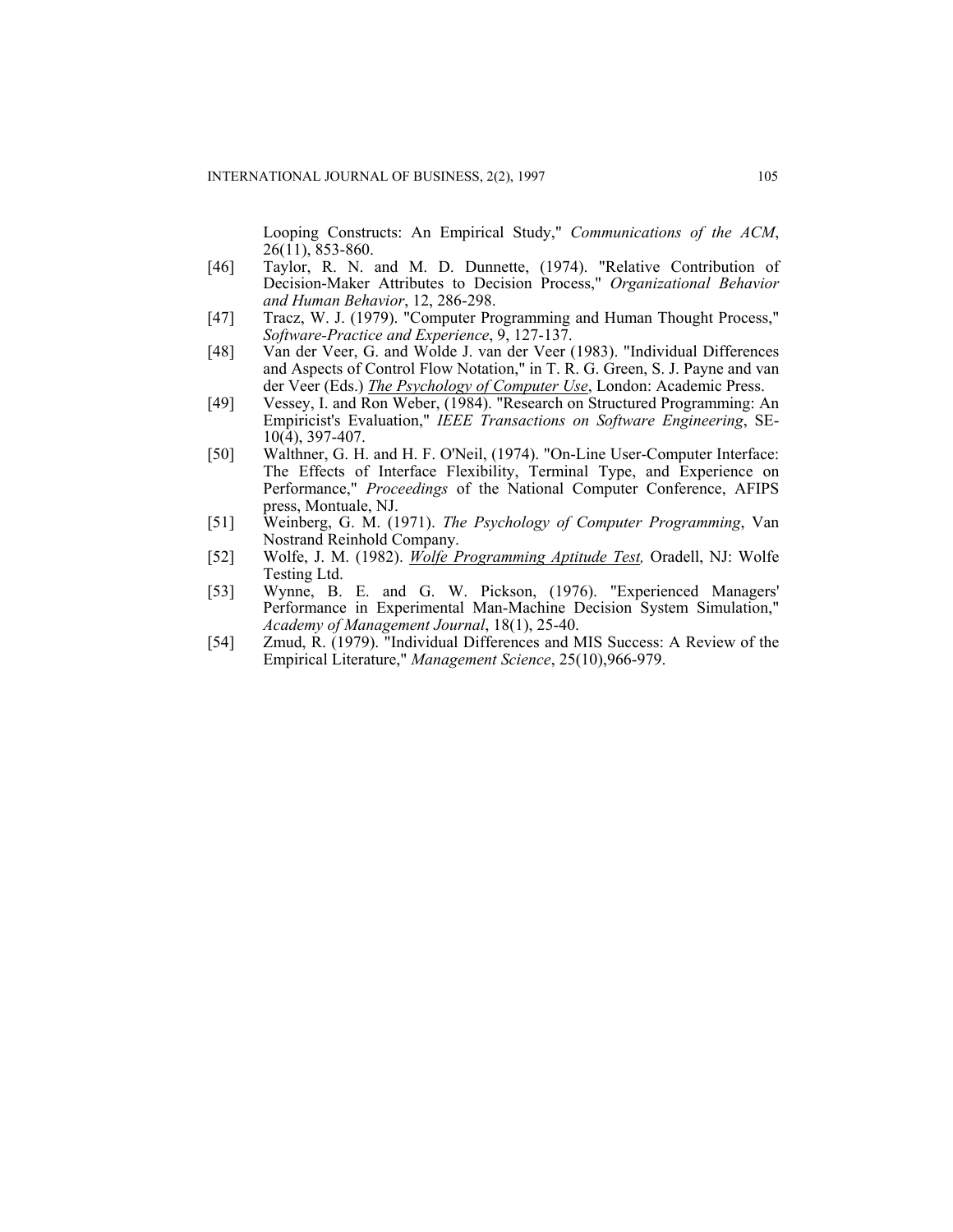Looping Constructs: An Empirical Study," *Communications of the ACM*, 26(11), 853-860.

[46] Taylor, R. N. and M. D. Dunnette, (1974). "Relative Contribution of Decision-Maker Attributes to Decision Process," *Organizational Behavior and Human Behavior*, 12, 286-298.

[47] Tracz, W. J. (1979). "Computer Programming and Human Thought Process," *Software-Practice and Experience*, 9, 127-137.

[48] Van der Veer, G. and Wolde J. van der Veer (1983). "Individual Differences and Aspects of Control Flow Notation," in T. R. G. Green, S. J. Payne and van der Veer (Eds.) *The Psychology of Computer Use*, London: Academic Press.

[49] Vessey, I. and Ron Weber, (1984). "Research on Structured Programming: An Empiricist's Evaluation," *IEEE Transactions on Software Engineering*, SE-10(4), 397-407.

[50] Walthner, G. H. and H. F. O'Neil, (1974). "On-Line User-Computer Interface: The Effects of Interface Flexibility, Terminal Type, and Experience on Performance," *Proceedings* of the National Computer Conference, AFIPS press, Montuale, NJ.

[51] Weinberg, G. M. (1971). *The Psychology of Computer Programming*, Van Nostrand Reinhold Company.

[52] Wolfe, J. M. (1982). *Wolfe Programming Aptitude Test,* Oradell, NJ: Wolfe Testing Ltd.

[53] Wynne, B. E. and G. W. Pickson, (1976). "Experienced Managers' Performance in Experimental Man-Machine Decision System Simulation," *Academy of Management Journal*, 18(1), 25-40.

[54] Zmud, R. (1979). "Individual Differences and MIS Success: A Review of the Empirical Literature," *Management Science*, 25(10),966-979.